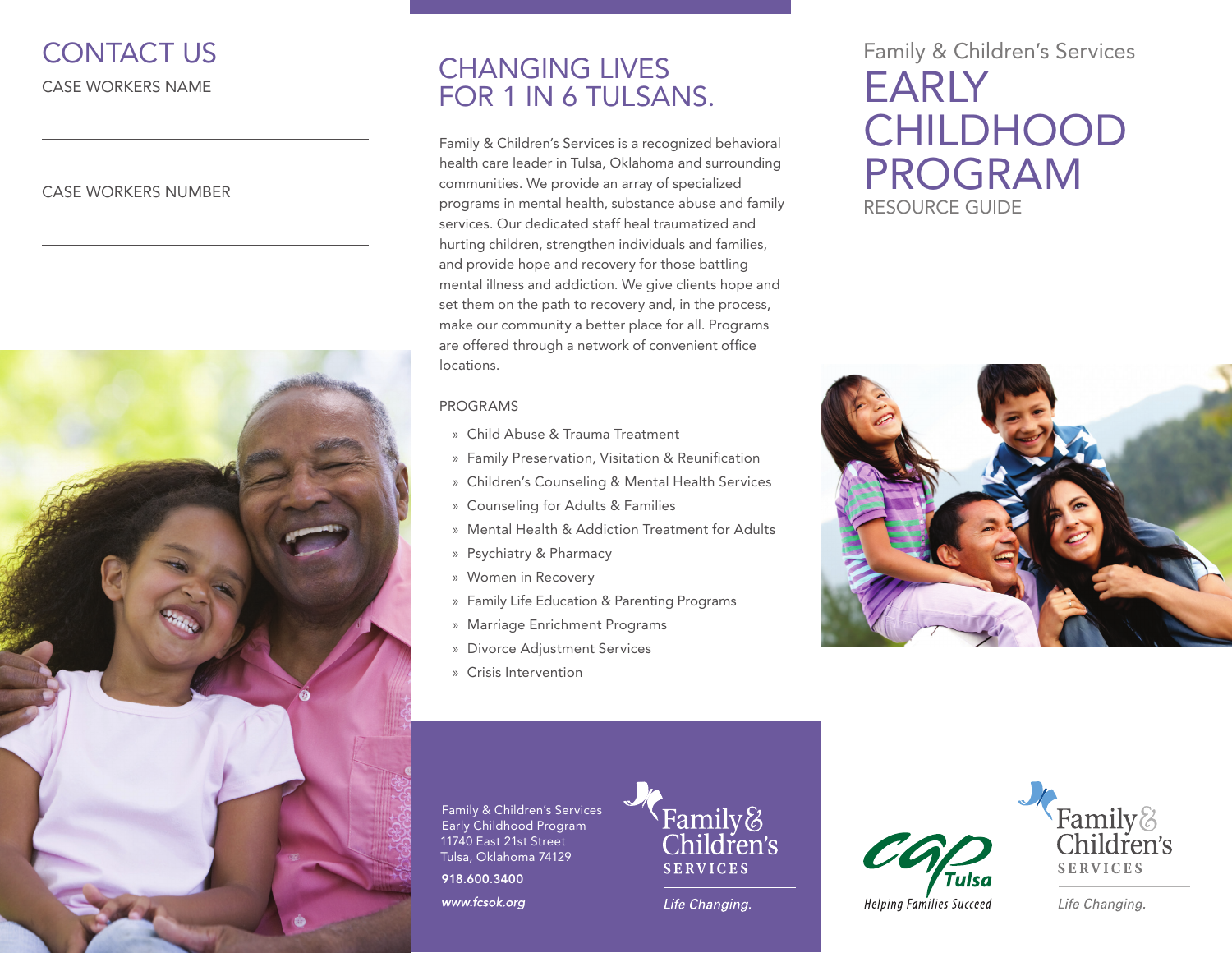# CONTACT US

CASE WORKERS NAME

CASE WORKERS NUMBER

## CHANGING LIVES FOR 1 IN 6 TULSANS.

Family & Children's Services is a recognized behavioral health care leader in Tulsa, Oklahoma and surrounding communities. We provide an array of specialized programs in mental health, substance abuse and family services. Our dedicated staff heal traumatized and hurting children, strengthen individuals and families, and provide hope and recovery for those battling mental illness and addiction. We give clients hope and set them on the path to recovery and, in the process, make our community a better place for all. Programs are offered through a network of convenient office locations.

PROGRAMS

- Child Abuse & Trauma Treatment
- Family Preservation, Visitation & Reunification
- Children's Counseling & Mental Health Services
- Counseling for Adults & Families
- Mental Health & Addiction Treatment for Adults
- Psychiatry & Pharmacy
- Women in Recovery
- Family Life Education & Parenting Programs
- Marriage Enrichment Programs
- Divorce Adjustment Services
- Crisis Intervention

Family & Children's Services
Early Childhood Program
11740 East 21st Street
Tulsa, Oklahoma 74129

**918.600.3400**

*www.fcsok.org*

Family & Children's SERVICES

*Life Changing.*

Family & Children's Services

# EARLY CHILDHOOD PROGRAM

RESOURCE GUIDE

CAP Tulsa

*Helping Families Succeed*

Family & Children's SERVICES

*Life Changing.*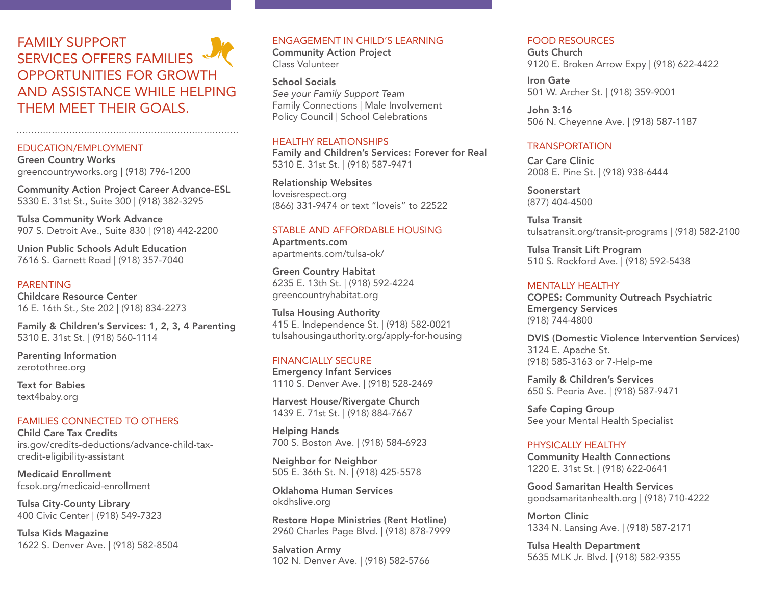# FAMILY SUPPORT SERVICES OFFERS FAMILIES OPPORTUNITIES FOR GROWTH AND ASSISTANCE WHILE HELPING THEM MEET THEIR GOALS.

## EDUCATION/EMPLOYMENT

**Green Country Works**
greencountryworks.org | (918) 796-1200

**Community Action Project Career Advance-ESL**
5330 E. 31st St., Suite 300 | (918) 382-3295

**Tulsa Community Work Advance**
907 S. Detroit Ave., Suite 830 | (918) 442-2200

**Union Public Schools Adult Education**
7616 S. Garnett Road | (918) 357-7040

## PARENTING

**Childcare Resource Center**
16 E. 16th St., Ste 202 | (918) 834-2273

**Family & Children's Services: 1, 2, 3, 4 Parenting**
5310 E. 31st St. | (918) 560-1114

**Parenting Information**
zerotothree.org

**Text for Babies**
text4baby.org

## FAMILIES CONNECTED TO OTHERS

**Child Care Tax Credits**
irs.gov/credits-deductions/advance-child-tax-credit-eligibility-assistant

**Medicaid Enrollment**
fcsok.org/medicaid-enrollment

**Tulsa City-County Library**
400 Civic Center | (918) 549-7323

**Tulsa Kids Magazine**
1622 S. Denver Ave. | (918) 582-8504

## ENGAGEMENT IN CHILD'S LEARNING

**Community Action Project**
Class Volunteer

**School Socials**
*See your Family Support Team*
Family Connections | Male Involvement
Policy Council | School Celebrations

## HEALTHY RELATIONSHIPS

**Family and Children's Services: Forever for Real**
5310 E. 31st St. | (918) 587-9471

**Relationship Websites**
loveisrespect.org
(866) 331-9474 or text "loveis" to 22522

## STABLE AND AFFORDABLE HOUSING

**Apartments.com**
apartments.com/tulsa-ok/

**Green Country Habitat**
6235 E. 13th St. | (918) 592-4224
greencountryhabitat.org

**Tulsa Housing Authority**
415 E. Independence St. | (918) 582-0021
tulsahousingauthority.org/apply-for-housing

## FINANCIALLY SECURE

**Emergency Infant Services**
1110 S. Denver Ave. | (918) 528-2469

**Harvest House/Rivergate Church**
1439 E. 71st St. | (918) 884-7667

**Helping Hands**
700 S. Boston Ave. | (918) 584-6923

**Neighbor for Neighbor**
505 E. 36th St. N. | (918) 425-5578

**Oklahoma Human Services**
okdhslive.org

**Restore Hope Ministries (Rent Hotline)**
2960 Charles Page Blvd. | (918) 878-7999

**Salvation Army**
102 N. Denver Ave. | (918) 582-5766

## FOOD RESOURCES

**Guts Church**
9120 E. Broken Arrow Expy | (918) 622-4422

**Iron Gate**
501 W. Archer St. | (918) 359-9001

**John 3:16**
506 N. Cheyenne Ave. | (918) 587-1187

## TRANSPORTATION

**Car Care Clinic**
2008 E. Pine St. | (918) 938-6444

**Soonerstart**
(877) 404-4500

**Tulsa Transit**
tulsatransit.org/transit-programs | (918) 582-2100

**Tulsa Transit Lift Program**
510 S. Rockford Ave. | (918) 592-5438

## MENTALLY HEALTHY

**COPES: Community Outreach Psychiatric Emergency Services**
(918) 744-4800

**DVIS (Domestic Violence Intervention Services)**
3124 E. Apache St.
(918) 585-3163 or 7-Help-me

**Family & Children's Services**
650 S. Peoria Ave. | (918) 587-9471

**Safe Coping Group**
See your Mental Health Specialist

## PHYSICALLY HEALTHY

**Community Health Connections**
1220 E. 31st St. | (918) 622-0641

**Good Samaritan Health Services**
goodsamaritanhealth.org | (918) 710-4222

**Morton Clinic**
1334 N. Lansing Ave. | (918) 587-2171

**Tulsa Health Department**
5635 MLK Jr. Blvd. | (918) 582-9355